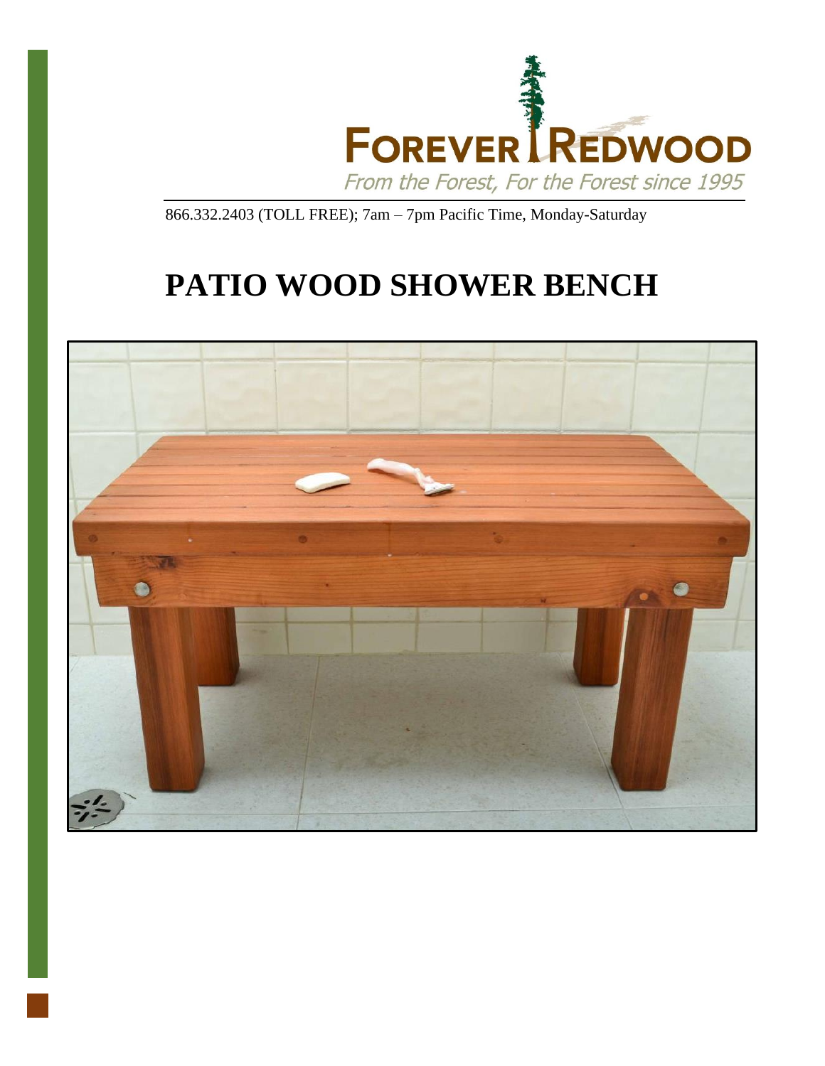FOREVER REDWOOD

*From the Forest, For the Forest since 1995*

866.332.2403 (TOLL FREE); 7am – 7pm Pacific Time, Monday-Saturday

# PATIO WOOD SHOWER BENCH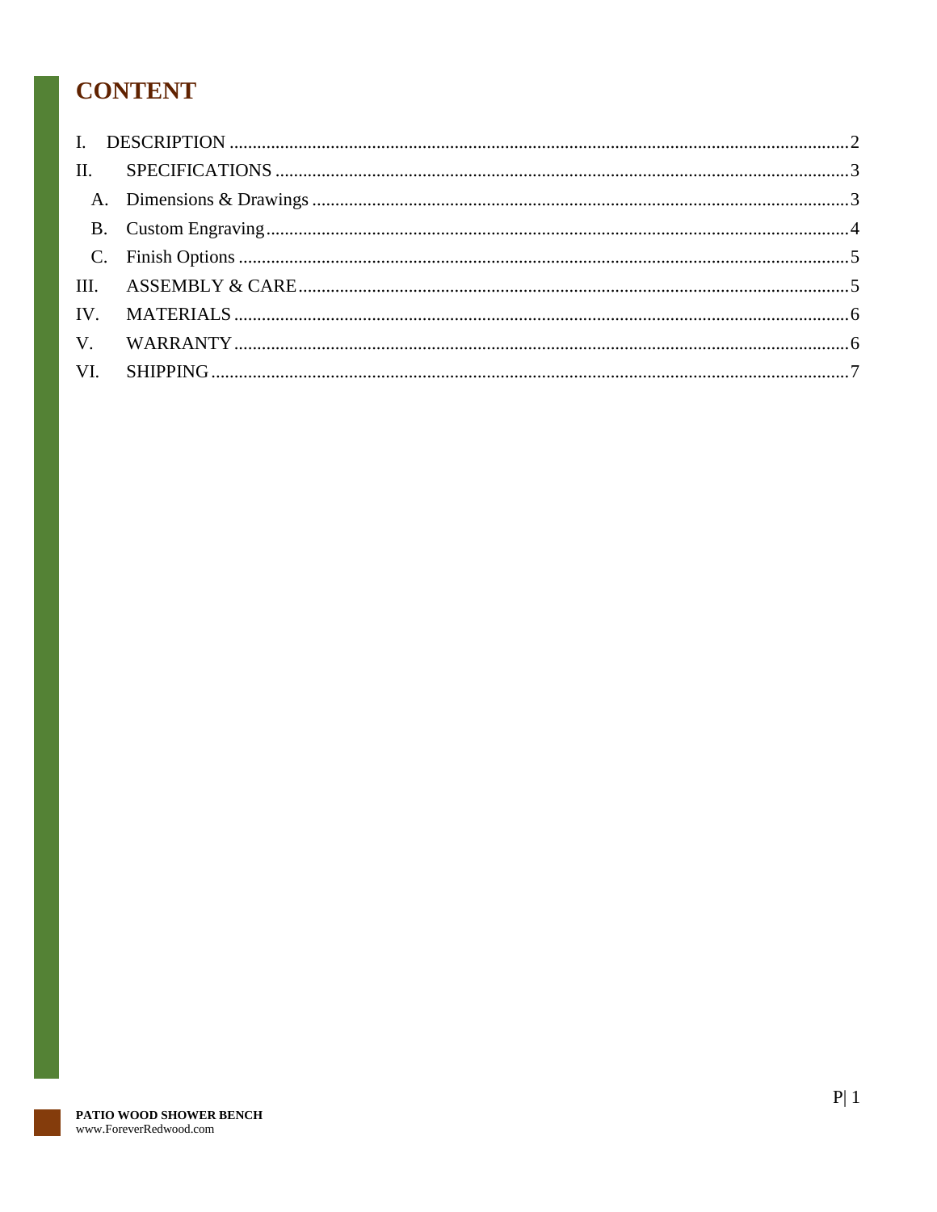# CONTENT

I. DESCRIPTION .......... 2

II. SPECIFICATIONS .......... 3

- A. Dimensions & Drawings .......... 3
- B. Custom Engraving .......... 4
- C. Finish Options .......... 5

III. ASSEMBLY & CARE .......... 5

IV. MATERIALS .......... 6

V. WARRANTY .......... 6

VI. SHIPPING .......... 7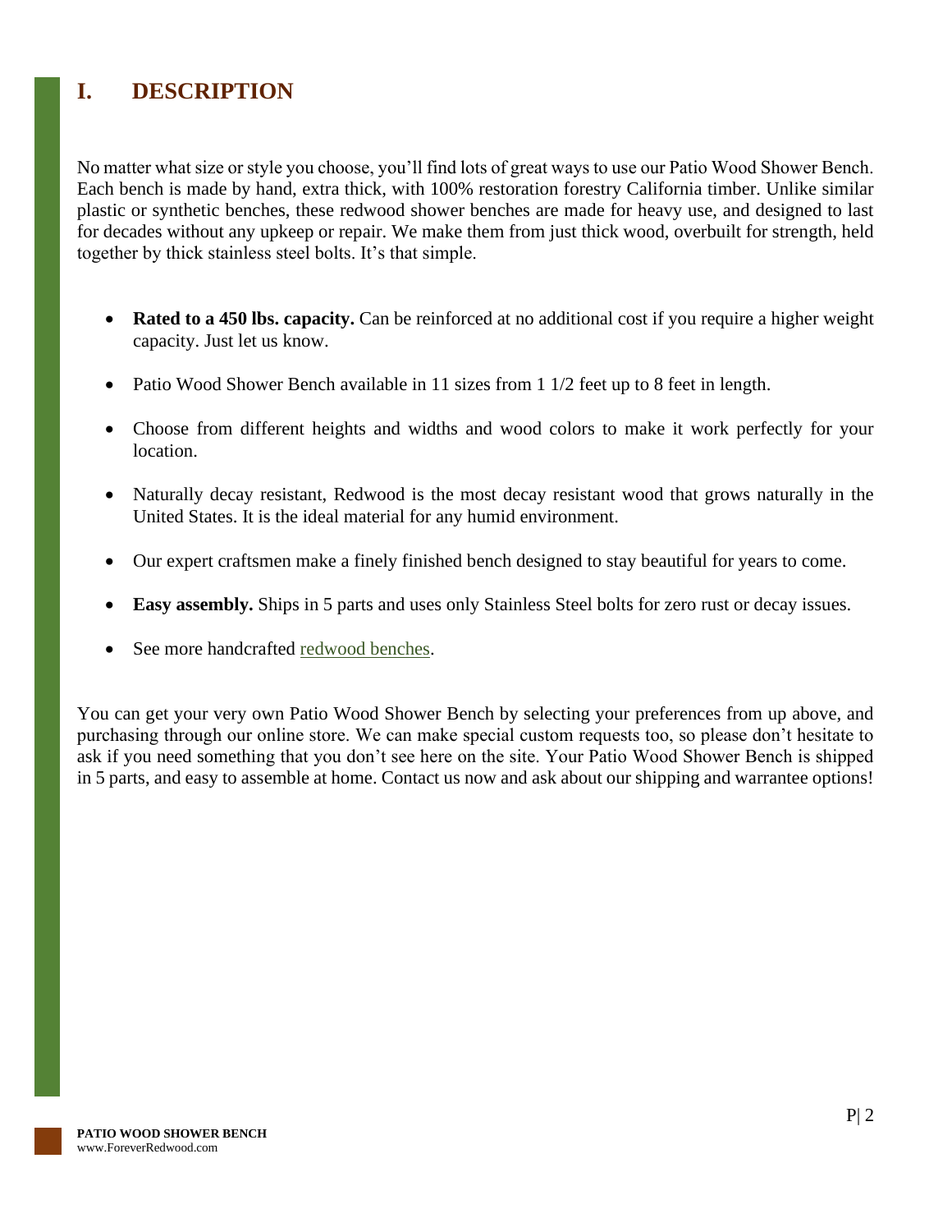# I. DESCRIPTION

No matter what size or style you choose, you'll find lots of great ways to use our Patio Wood Shower Bench. Each bench is made by hand, extra thick, with 100% restoration forestry California timber. Unlike similar plastic or synthetic benches, these redwood shower benches are made for heavy use, and designed to last for decades without any upkeep or repair. We make them from just thick wood, overbuilt for strength, held together by thick stainless steel bolts. It's that simple.

- **Rated to a 450 lbs. capacity.** Can be reinforced at no additional cost if you require a higher weight capacity. Just let us know.
- Patio Wood Shower Bench available in 11 sizes from 1 1/2 feet up to 8 feet in length.
- Choose from different heights and widths and wood colors to make it work perfectly for your location.
- Naturally decay resistant, Redwood is the most decay resistant wood that grows naturally in the United States. It is the ideal material for any humid environment.
- Our expert craftsmen make a finely finished bench designed to stay beautiful for years to come.
- **Easy assembly.** Ships in 5 parts and uses only Stainless Steel bolts for zero rust or decay issues.
- See more handcrafted redwood benches.

You can get your very own Patio Wood Shower Bench by selecting your preferences from up above, and purchasing through our online store. We can make special custom requests too, so please don't hesitate to ask if you need something that you don't see here on the site. Your Patio Wood Shower Bench is shipped in 5 parts, and easy to assemble at home. Contact us now and ask about our shipping and warrantee options!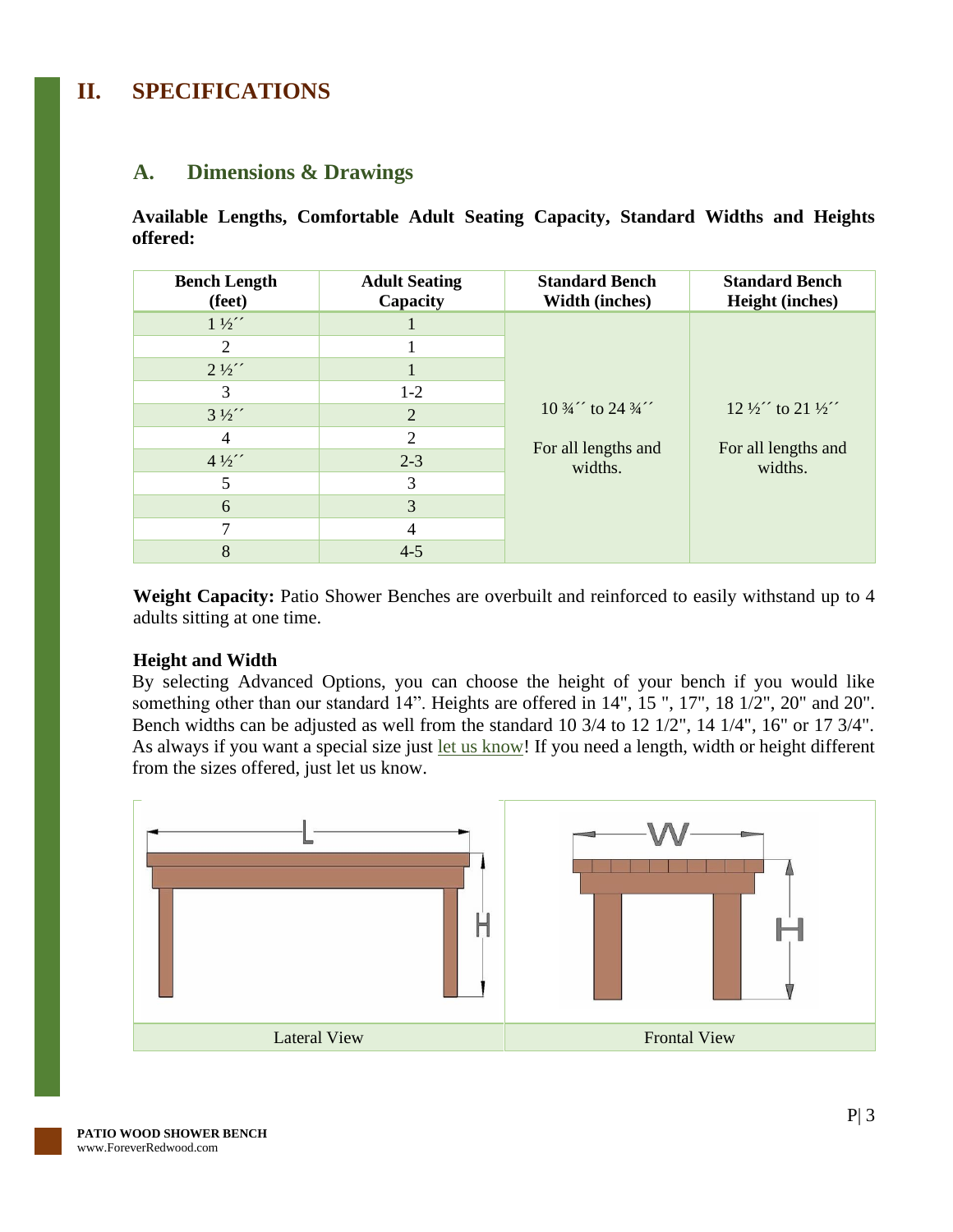## II. SPECIFICATIONS

### A. Dimensions & Drawings

**Available Lengths, Comfortable Adult Seating Capacity, Standard Widths and Heights offered:**

| Bench Length (feet) | Adult Seating Capacity | Standard Bench Width (inches) | Standard Bench Height (inches) |
|---|---|---|---|
| 1 ½´´ | 1 | 10 ¾´´ to 24 ¾´´<br><br>For all lengths and widths. | 12 ½´´ to 21 ½´´<br><br>For all lengths and widths. |
| 2 | 1 | | |
| 2 ½´´ | 1 | | |
| 3 | 1-2 | | |
| 3 ½´´ | 2 | | |
| 4 | 2 | | |
| 4 ½´´ | 2-3 | | |
| 5 | 3 | | |
| 6 | 3 | | |
| 7 | 4 | | |
| 8 | 4-5 | | |

**Weight Capacity:** Patio Shower Benches are overbuilt and reinforced to easily withstand up to 4 adults sitting at one time.

**Height and Width**

By selecting Advanced Options, you can choose the height of your bench if you would like something other than our standard 14". Heights are offered in 14", 15 ", 17", 18 1/2", 20" and 20". Bench widths can be adjusted as well from the standard 10 3/4 to 12 1/2", 14 1/4", 16" or 17 3/4". As always if you want a special size just let us know! If you need a length, width or height different from the sizes offered, just let us know.

L

H

Lateral View

W

H

Frontal View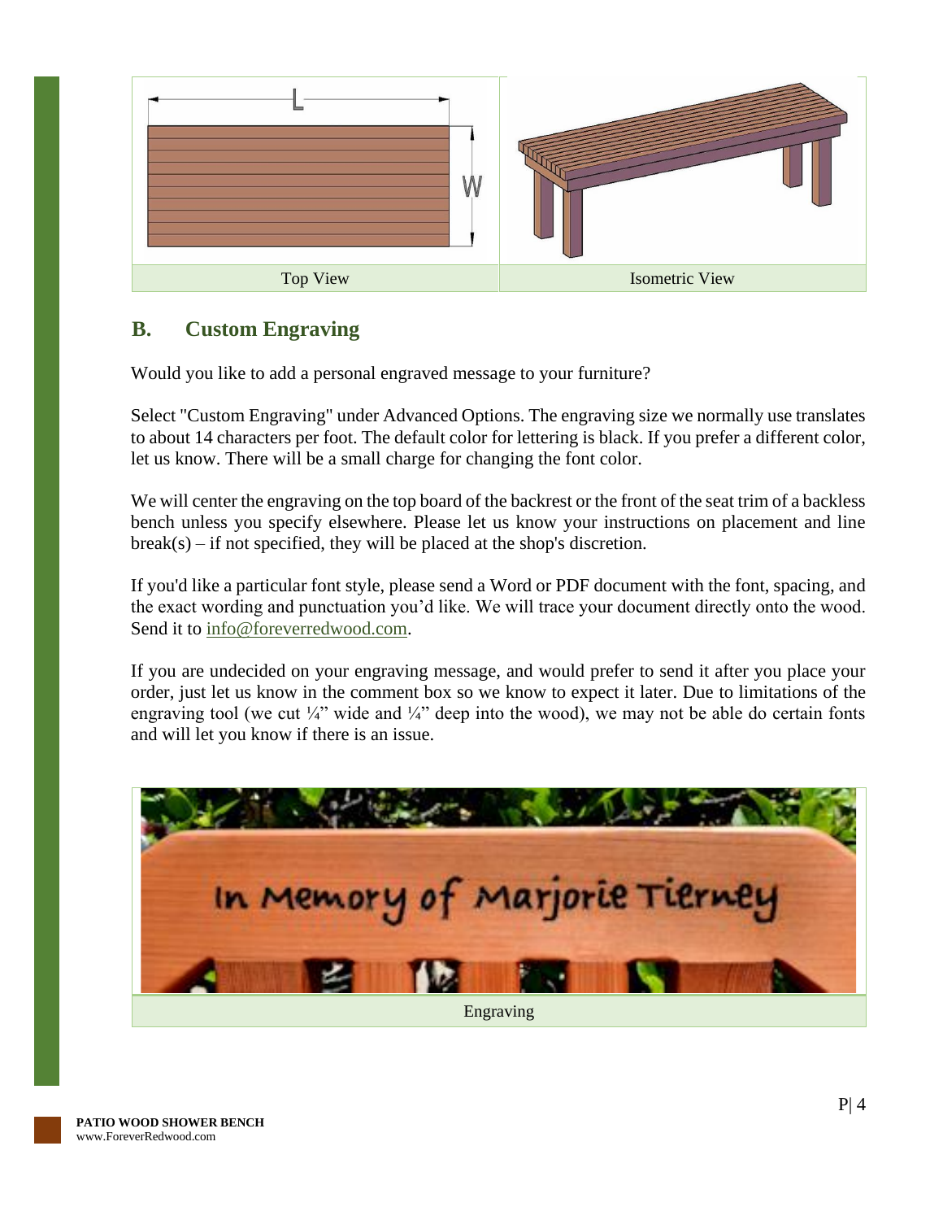L

W

Top View

Isometric View

## B. Custom Engraving

Would you like to add a personal engraved message to your furniture?

Select "Custom Engraving" under Advanced Options. The engraving size we normally use translates to about 14 characters per foot. The default color for lettering is black. If you prefer a different color, let us know. There will be a small charge for changing the font color.

We will center the engraving on the top board of the backrest or the front of the seat trim of a backless bench unless you specify elsewhere. Please let us know your instructions on placement and line break(s) – if not specified, they will be placed at the shop's discretion.

If you'd like a particular font style, please send a Word or PDF document with the font, spacing, and the exact wording and punctuation you'd like. We will trace your document directly onto the wood. Send it to info@foreverredwood.com.

If you are undecided on your engraving message, and would prefer to send it after you place your order, just let us know in the comment box so we know to expect it later. Due to limitations of the engraving tool (we cut ¼" wide and ¼" deep into the wood), we may not be able do certain fonts and will let you know if there is an issue.

Engraving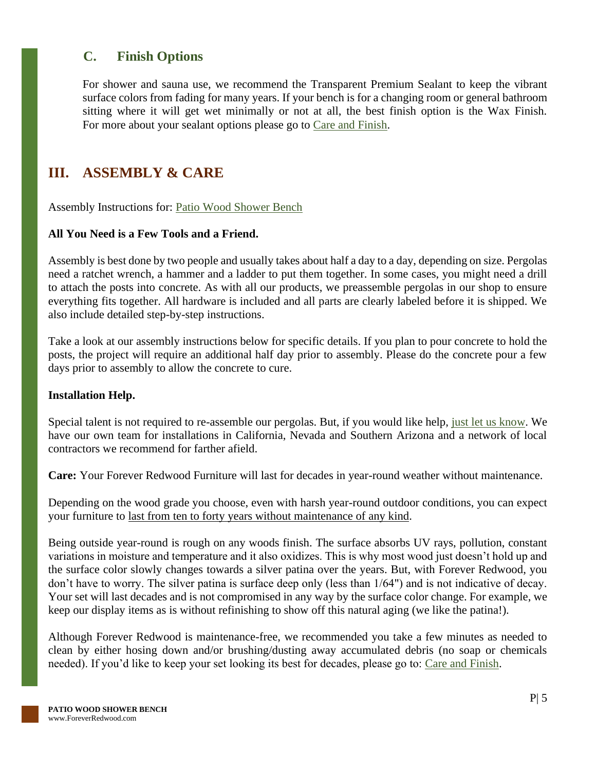### C. Finish Options

For shower and sauna use, we recommend the Transparent Premium Sealant to keep the vibrant surface colors from fading for many years. If your bench is for a changing room or general bathroom sitting where it will get wet minimally or not at all, the best finish option is the Wax Finish. For more about your sealant options please go to Care and Finish.

## III. ASSEMBLY & CARE

Assembly Instructions for: Patio Wood Shower Bench

**All You Need is a Few Tools and a Friend.**

Assembly is best done by two people and usually takes about half a day to a day, depending on size. Pergolas need a ratchet wrench, a hammer and a ladder to put them together. In some cases, you might need a drill to attach the posts into concrete. As with all our products, we preassemble pergolas in our shop to ensure everything fits together. All hardware is included and all parts are clearly labeled before it is shipped. We also include detailed step-by-step instructions.

Take a look at our assembly instructions below for specific details. If you plan to pour concrete to hold the posts, the project will require an additional half day prior to assembly. Please do the concrete pour a few days prior to assembly to allow the concrete to cure.

**Installation Help.**

Special talent is not required to re-assemble our pergolas. But, if you would like help, just let us know. We have our own team for installations in California, Nevada and Southern Arizona and a network of local contractors we recommend for farther afield.

**Care:** Your Forever Redwood Furniture will last for decades in year-round weather without maintenance.

Depending on the wood grade you choose, even with harsh year-round outdoor conditions, you can expect your furniture to last from ten to forty years without maintenance of any kind.

Being outside year-round is rough on any woods finish. The surface absorbs UV rays, pollution, constant variations in moisture and temperature and it also oxidizes. This is why most wood just doesn't hold up and the surface color slowly changes towards a silver patina over the years. But, with Forever Redwood, you don't have to worry. The silver patina is surface deep only (less than 1/64") and is not indicative of decay. Your set will last decades and is not compromised in any way by the surface color change. For example, we keep our display items as is without refinishing to show off this natural aging (we like the patina!).

Although Forever Redwood is maintenance-free, we recommended you take a few minutes as needed to clean by either hosing down and/or brushing/dusting away accumulated debris (no soap or chemicals needed). If you'd like to keep your set looking its best for decades, please go to: Care and Finish.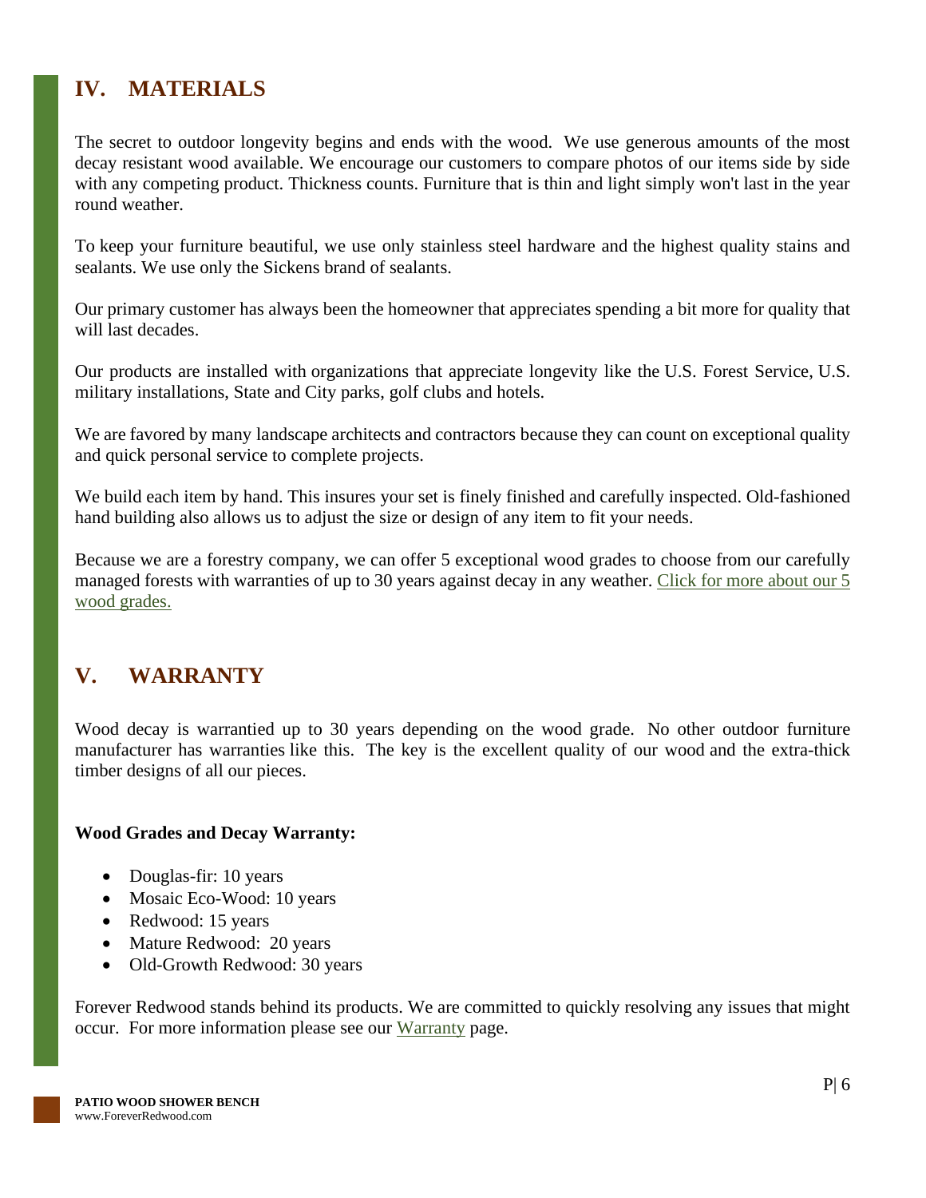## IV. MATERIALS

The secret to outdoor longevity begins and ends with the wood. We use generous amounts of the most decay resistant wood available. We encourage our customers to compare photos of our items side by side with any competing product. Thickness counts. Furniture that is thin and light simply won't last in the year round weather.

To keep your furniture beautiful, we use only stainless steel hardware and the highest quality stains and sealants. We use only the Sickens brand of sealants.

Our primary customer has always been the homeowner that appreciates spending a bit more for quality that will last decades.

Our products are installed with organizations that appreciate longevity like the U.S. Forest Service, U.S. military installations, State and City parks, golf clubs and hotels.

We are favored by many landscape architects and contractors because they can count on exceptional quality and quick personal service to complete projects.

We build each item by hand. This insures your set is finely finished and carefully inspected. Old-fashioned hand building also allows us to adjust the size or design of any item to fit your needs.

Because we are a forestry company, we can offer 5 exceptional wood grades to choose from our carefully managed forests with warranties of up to 30 years against decay in any weather. Click for more about our 5 wood grades.

## V. WARRANTY

Wood decay is warrantied up to 30 years depending on the wood grade. No other outdoor furniture manufacturer has warranties like this. The key is the excellent quality of our wood and the extra-thick timber designs of all our pieces.

**Wood Grades and Decay Warranty:**

- Douglas-fir: 10 years
- Mosaic Eco-Wood: 10 years
- Redwood: 15 years
- Mature Redwood: 20 years
- Old-Growth Redwood: 30 years

Forever Redwood stands behind its products. We are committed to quickly resolving any issues that might occur. For more information please see our Warranty page.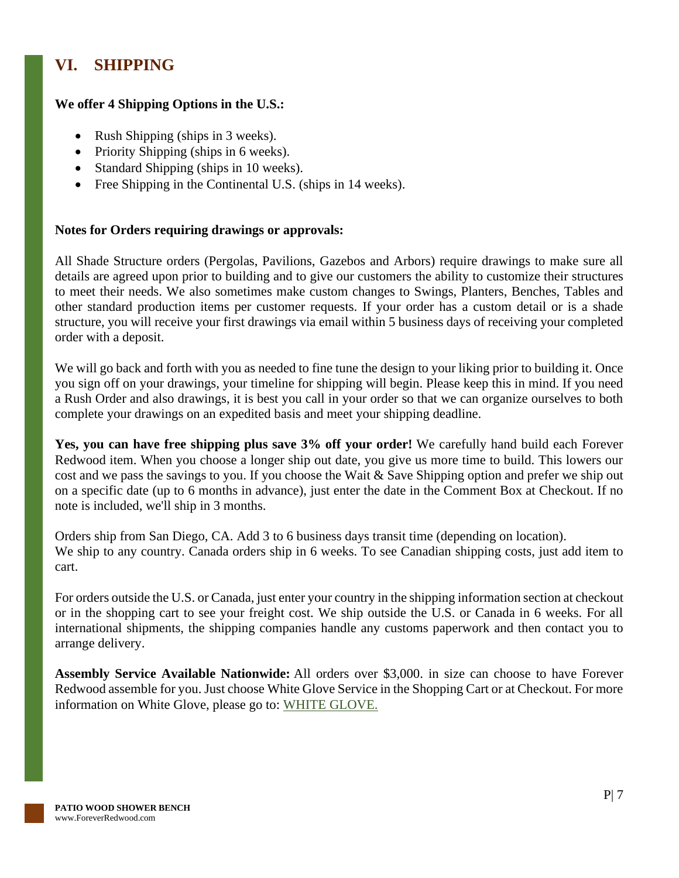## VI. SHIPPING

**We offer 4 Shipping Options in the U.S.:**

- Rush Shipping (ships in 3 weeks).
- Priority Shipping (ships in 6 weeks).
- Standard Shipping (ships in 10 weeks).
- Free Shipping in the Continental U.S. (ships in 14 weeks).

**Notes for Orders requiring drawings or approvals:**

All Shade Structure orders (Pergolas, Pavilions, Gazebos and Arbors) require drawings to make sure all details are agreed upon prior to building and to give our customers the ability to customize their structures to meet their needs. We also sometimes make custom changes to Swings, Planters, Benches, Tables and other standard production items per customer requests. If your order has a custom detail or is a shade structure, you will receive your first drawings via email within 5 business days of receiving your completed order with a deposit.

We will go back and forth with you as needed to fine tune the design to your liking prior to building it. Once you sign off on your drawings, your timeline for shipping will begin. Please keep this in mind. If you need a Rush Order and also drawings, it is best you call in your order so that we can organize ourselves to both complete your drawings on an expedited basis and meet your shipping deadline.

**Yes, you can have free shipping plus save 3% off your order!** We carefully hand build each Forever Redwood item. When you choose a longer ship out date, you give us more time to build. This lowers our cost and we pass the savings to you. If you choose the Wait & Save Shipping option and prefer we ship out on a specific date (up to 6 months in advance), just enter the date in the Comment Box at Checkout. If no note is included, we'll ship in 3 months.

Orders ship from San Diego, CA. Add 3 to 6 business days transit time (depending on location).
We ship to any country. Canada orders ship in 6 weeks. To see Canadian shipping costs, just add item to cart.

For orders outside the U.S. or Canada, just enter your country in the shipping information section at checkout or in the shopping cart to see your freight cost. We ship outside the U.S. or Canada in 6 weeks. For all international shipments, the shipping companies handle any customs paperwork and then contact you to arrange delivery.

**Assembly Service Available Nationwide:** All orders over $3,000. in size can choose to have Forever Redwood assemble for you. Just choose White Glove Service in the Shopping Cart or at Checkout. For more information on White Glove, please go to: WHITE GLOVE.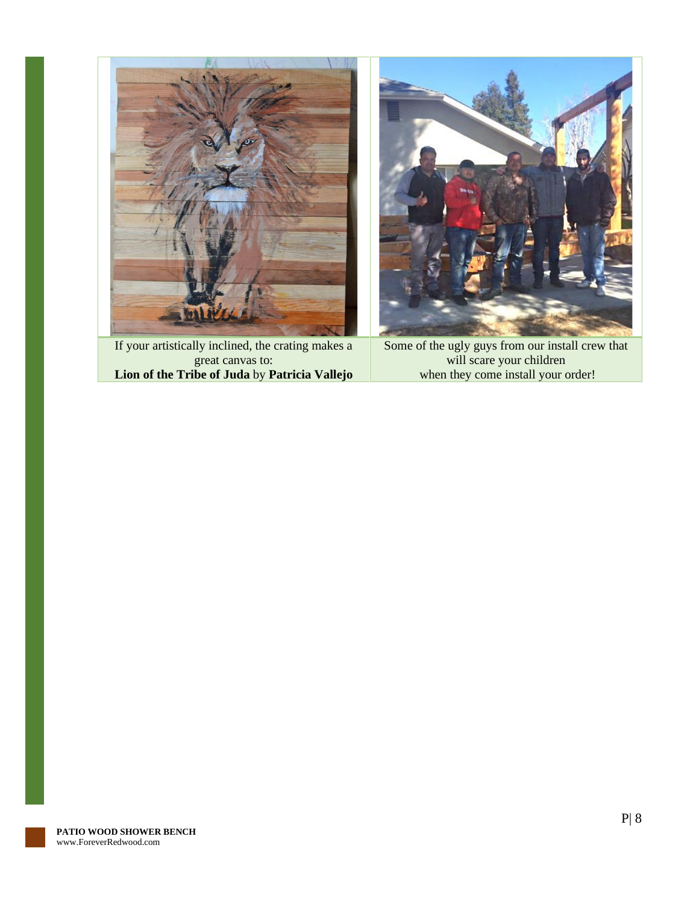If your artistically inclined, the crating makes a great canvas to:
**Lion of the Tribe of Juda** by **Patricia Vallejo**

Some of the ugly guys from our install crew that will scare your children when they come install your order!